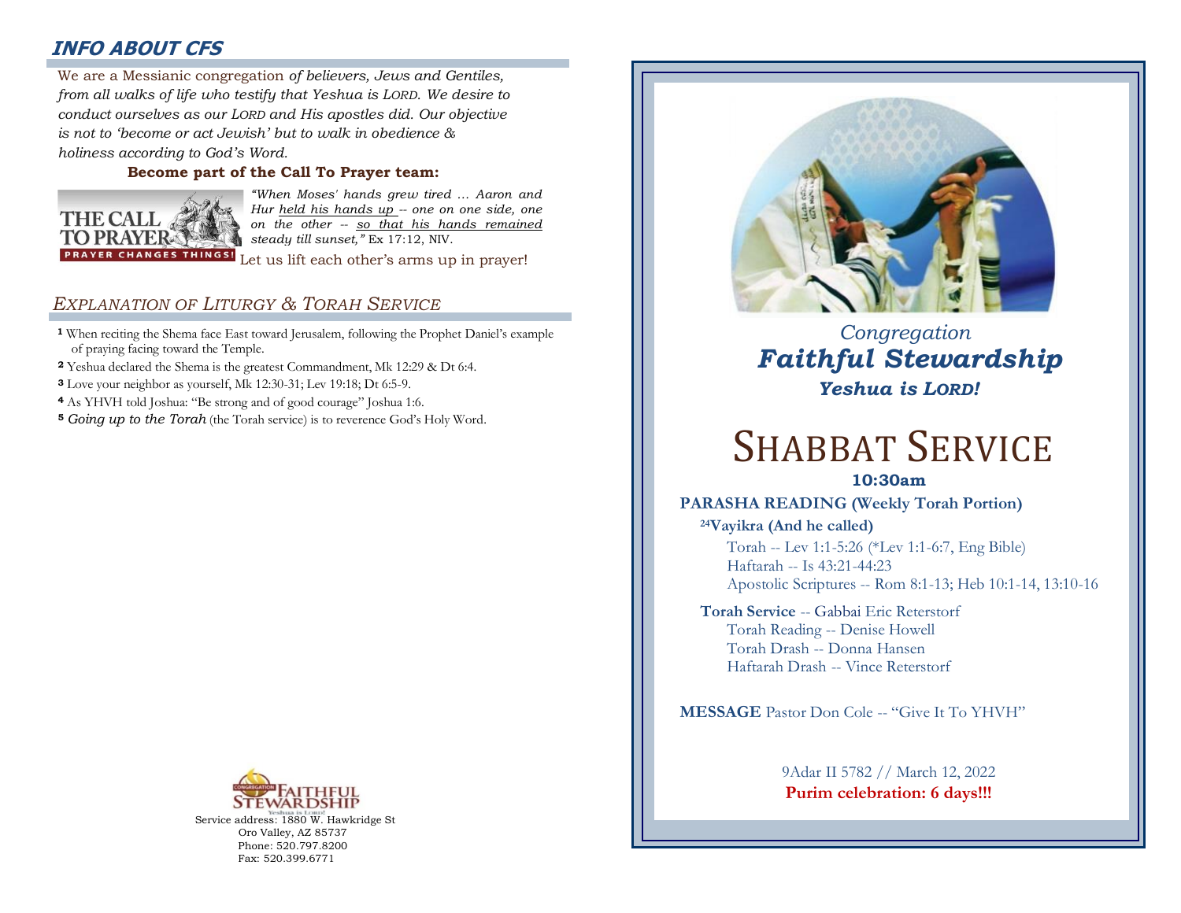## INFO ABOUT CFS

We are a Messianic congregation *of believers, Jews and Gentiles, from all walks of life who testify that Yeshua is LORD. We desire to conduct ourselves as our LORD and His apostles did. Our objective is not to 'become or act Jewish' but to walk in obedience & holiness according to God's Word.*

**Become part of the Call To Prayer team:**

THE CALL TO PRAYER
PRAYER CHANGES THINGS!

*"When Moses' hands grew tired … Aaron and Hur held his hands up -- one on one side, one on the other -- so that his hands remained steady till sunset,"* Ex 17:12, NIV.

Let us lift each other's arms up in prayer!

## *EXPLANATION OF LITURGY & TORAH SERVICE*

**1** When reciting the Shema face East toward Jerusalem, following the Prophet Daniel's example of praying facing toward the Temple.

**2** Yeshua declared the Shema is the greatest Commandment, Mk 12:29 & Dt 6:4.

**3** Love your neighbor as yourself, Mk 12:30-31; Lev 19:18; Dt 6:5-9.

**4** As YHVH told Joshua: "Be strong and of good courage" Joshua 1:6.

**5** *Going up to the Torah* (the Torah service) is to reverence God's Holy Word.

CONGREGATION FAITHFUL STEWARDSHIP
Yeshua is Lord!

Service address: 1880 W. Hawkridge St
Oro Valley, AZ 85737
Phone: 520.797.8200
Fax: 520.399.6771

*Congregation*
***Faithful Stewardship***
***Yeshua is LORD!***

# SHABBAT SERVICE

**10:30am**

**PARASHA READING (Weekly Torah Portion)**

**[24]Vayikra (And he called)**

Torah -- Lev 1:1-5:26 (*Lev 1:1-6:7, Eng Bible)
Haftarah -- Is 43:21-44:23
Apostolic Scriptures -- Rom 8:1-13; Heb 10:1-14, 13:10-16

**Torah Service** -- Gabbai Eric Reterstorf
Torah Reading -- Denise Howell
Torah Drash -- Donna Hansen
Haftarah Drash -- Vince Reterstorf

**MESSAGE** Pastor Don Cole -- "Give It To YHVH"

9Adar II 5782 // March 12, 2022
**Purim celebration: 6 days!!!**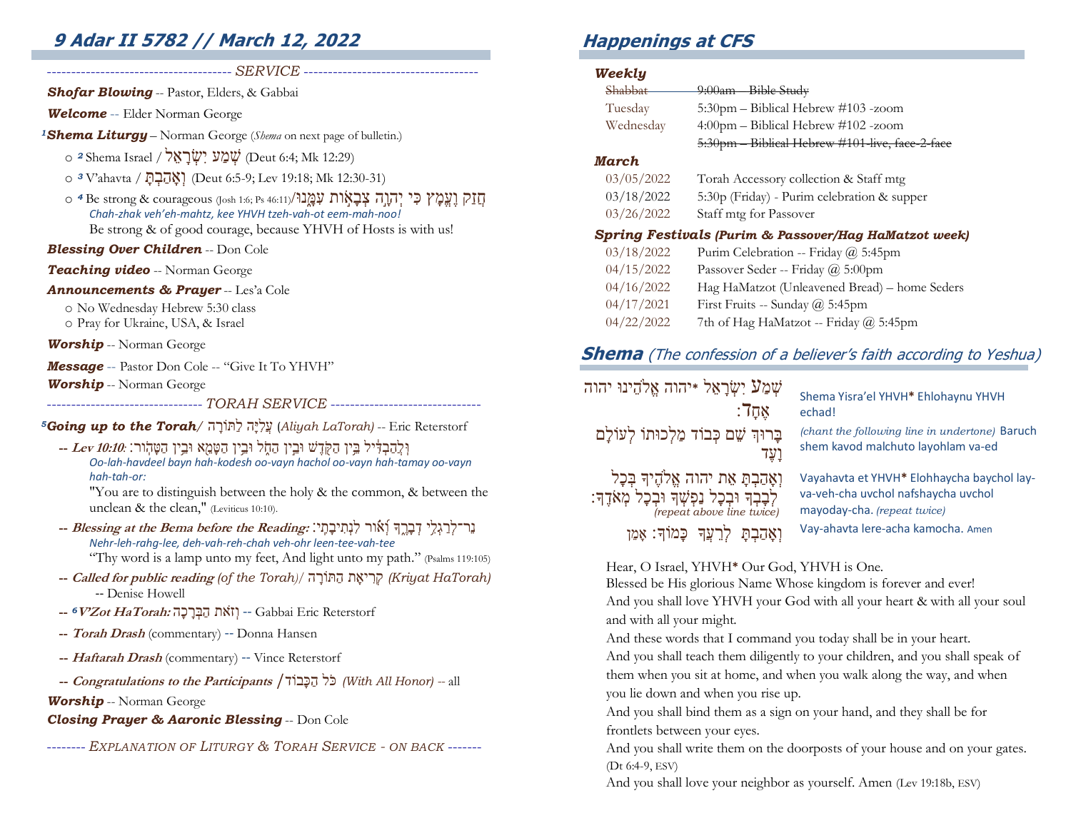## 9 Adar II 5782 // March 12, 2022

------------------------------------ *SERVICE* ------------------------------------

***Shofar Blowing*** -- Pastor, Elders, & Gabbai

***Welcome*** -- Elder Norman George

[1]***Shema Liturgy*** – Norman George (*Shema* on next page of bulletin.)

- [2] Shema Israel / שְׁמַע יִשְׂרָאֵל (Deut 6:4; Mk 12:29)
- [3] V'ahavta / וְאָהַבְתָּ (Deut 6:5-9; Lev 19:18; Mk 12:30-31)
- [4] Be strong & courageous (Josh 1:6; Ps 46:11)/חֲזַק וֶאֱמָץ כִּי יְהוָה צְבָאוֹת עִמָּנוּ
  *Chah-zhak veh'eh-mahtz, kee YHVH tzeh-vah-ot eem-mah-noo!*
  Be strong & of good courage, because YHVH of Hosts is with us!

***Blessing Over Children*** -- Don Cole

***Teaching video*** -- Norman George

***Announcements & Prayer*** -- Les'a Cole

- No Wednesday Hebrew 5:30 class
- Pray for Ukraine, USA, & Israel

***Worship*** -- Norman George

***Message*** -- Pastor Don Cole -- "Give It To YHVH"

***Worship*** -- Norman George

------------------------------ *TORAH SERVICE* ------------------------------

[5]***Going up to the Torah***/ עֲלִיָּה לַתּוֹרָה (*Aliyah LaTorah)* -- Eric Reterstorf

- -- ***Lev 10:10:*** וּלֲהַבְדִּיל בֵּין הַקֹּדֶשׁ וּבֵין הַחֹל וּבֵין הַטָּמֵא וּבֵין הַטָּהוֹר:
  *Oo-lah-havdeel bayn hah-kodesh oo-vayn hachol oo-vayn hah-tamay oo-vayn hah-tah-or:*
  "You are to distinguish between the holy & the common, & between the unclean & the clean," (Leviticus 10:10).
- -- ***Blessing at the Bema before the Reading:*** נֵר־לְרַגְלִי דְבָרֶךָ וְאוֹר לִנְתִיבָתִי׃
  *Nehr-leh-rahg-lee, deh-vah-reh-chah veh-ohr leen-tee-vah-tee*
  "Thy word is a lamp unto my feet, And light unto my path." (Psalms 119:105)
- -- ***Called for public reading*** *(of the Torah)*/ קְרִיאַת הַתּוֹרָה ***(Kriyat HaTorah)***
  -- Denise Howell
- -- [6]***V'Zot HaTorah:*** וְזֹאת הַבְּרָכָה -- Gabbai Eric Reterstorf
- -- ***Torah Drash*** (commentary) -- Donna Hansen
- -- ***Haftarah Drash*** (commentary) -- Vince Reterstorf
- -- ***Congratulations to the Participants*** / כֹּל הַכָּבוֹד *(With All Honor)* -- all

***Worship*** -- Norman George

***Closing Prayer & Aaronic Blessing*** -- Don Cole

-------- *EXPLANATION OF LITURGY & TORAH SERVICE - ON BACK* -------

## Happenings at CFS

### *Weekly*

| | |
|---|---|
| ~~Shabbat~~ | ~~9:00am – Bible Study~~ |
| Tuesday | 5:30pm – Biblical Hebrew #103 -zoom |
| Wednesday | 4:00pm – Biblical Hebrew #102 -zoom |
| | ~~5:30pm – Biblical Hebrew #101-live, face-2-face~~ |

### *March*

| | |
|---|---|
| 03/05/2022 | Torah Accessory collection & Staff mtg |
| 03/18/2022 | 5:30p (Friday) - Purim celebration & supper |
| 03/26/2022 | Staff mtg for Passover |

### *Spring Festivals (Purim & Passover/Hag HaMatzot week)*

| | |
|---|---|
| 03/18/2022 | Purim Celebration -- Friday @ 5:45pm |
| 04/15/2022 | Passover Seder -- Friday @ 5:00pm |
| 04/16/2022 | Hag HaMatzot (Unleavened Bread) – home Seders |
| 04/17/2021 | First Fruits -- Sunday @ 5:45pm |
| 04/22/2022 | 7th of Hag HaMatzot -- Friday @ 5:45pm |

## Shema *(The confession of a believer's faith according to Yeshua)*

| | |
|---|---|
| שְׁמַע יִשְׂרָאֵל *יהוה אֱלֹהֵינוּ יהוה אֶחָד׃ | Shema Yisra'el YHVH* Ehlohaynu YHVH echad! |
| בָּרוּךְ שֵׁם כְּבוֹד מַלְכוּתוֹ לְעוֹלָם וָעֶד | *(chant the following line in undertone)* Baruch shem kavod malchuto layohlam va-ed |
| וְאָהַבְתָּ אֵת יהוה אֱלֹהֶיךָ בְּכָל לְבָבְךָ וּבְכָל נַפְשְׁךָ וּבְכָל מְאֹדֶךָ׃ *(repeat above line twice)* | Vayahavta et YHVH* Elohhaycha baychol lay-va-veh-cha uvchol nafshaycha uvchol mayoday-cha. *(repeat twice)* |
| וְאָהַבְתָּ לְרֵעֲךָ כָּמוֹךָ: אָמֵן | Vay-ahavta lere-acha kamocha. Amen |

Hear, O Israel, YHVH* Our God, YHVH is One.
Blessed be His glorious Name Whose kingdom is forever and ever!
And you shall love YHVH your God with all your heart & with all your soul and with all your might.
And these words that I command you today shall be in your heart.
And you shall teach them diligently to your children, and you shall speak of them when you sit at home, and when you walk along the way, and when you lie down and when you rise up.
And you shall bind them as a sign on your hand, and they shall be for frontlets between your eyes.
And you shall write them on the doorposts of your house and on your gates. (Dt 6:4-9, ESV)
And you shall love your neighbor as yourself. Amen (Lev 19:18b, ESV)